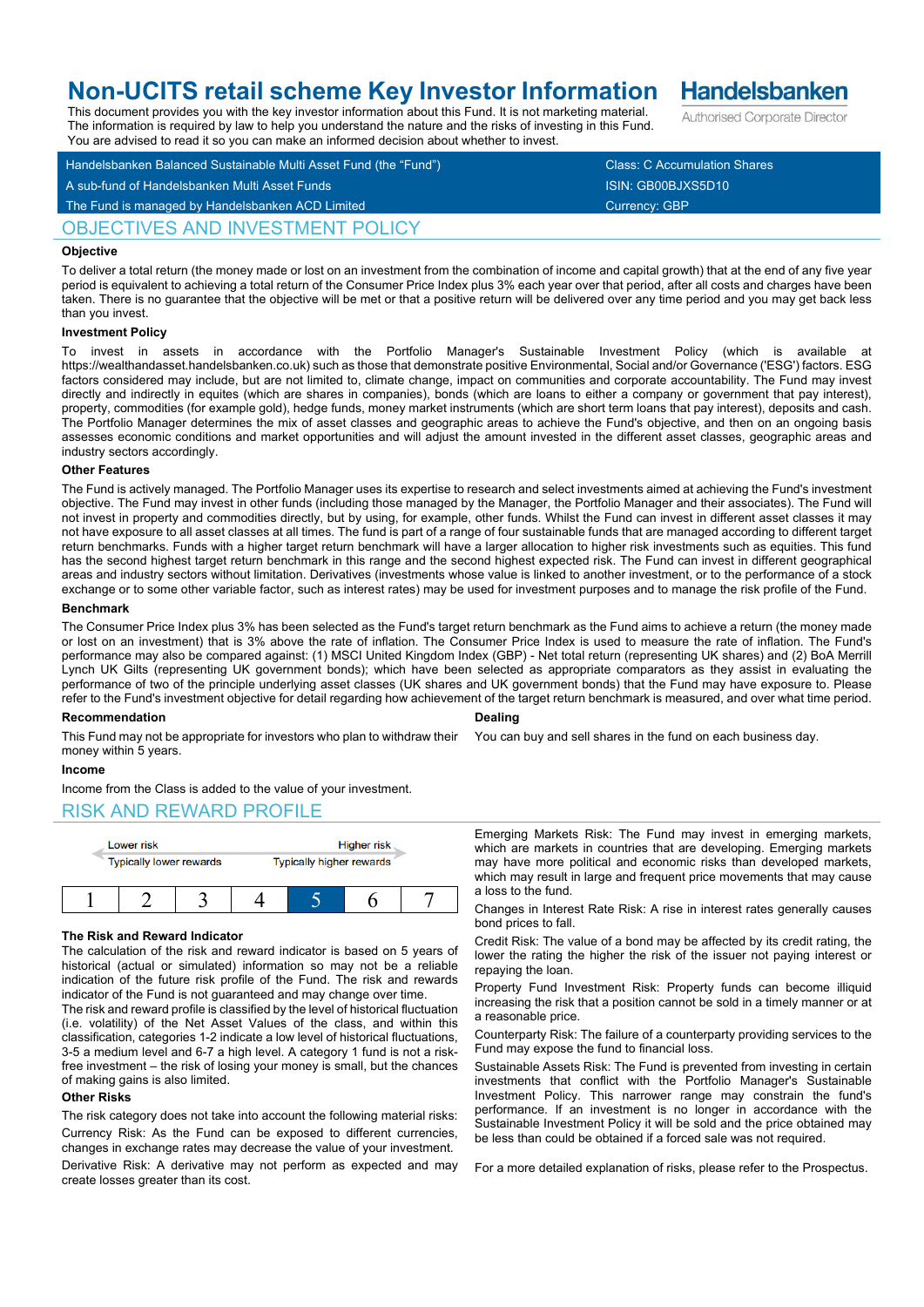# Non-UCITS retail scheme Key Investor Information

**Handelsbanken**
Authorised Corporate Director

This document provides you with the key investor information about this Fund. It is not marketing material. The information is required by law to help you understand the nature and the risks of investing in this Fund. You are advised to read it so you can make an informed decision about whether to invest.

| | |
|---|---|
| Handelsbanken Balanced Sustainable Multi Asset Fund (the "Fund") | Class: C Accumulation Shares |
| A sub-fund of Handelsbanken Multi Asset Funds | ISIN: GB00BJXS5D10 |
| The Fund is managed by Handelsbanken ACD Limited | Currency: GBP |

## OBJECTIVES AND INVESTMENT POLICY

### Objective

To deliver a total return (the money made or lost on an investment from the combination of income and capital growth) that at the end of any five year period is equivalent to achieving a total return of the Consumer Price Index plus 3% each year over that period, after all costs and charges have been taken. There is no guarantee that the objective will be met or that a positive return will be delivered over any time period and you may get back less than you invest.

### Investment Policy

To invest in assets in accordance with the Portfolio Manager's Sustainable Investment Policy (which is available at https://wealthandasset.handelsbanken.co.uk) such as those that demonstrate positive Environmental, Social and/or Governance ('ESG') factors. ESG factors considered may include, but are not limited to, climate change, impact on communities and corporate accountability. The Fund may invest directly and indirectly in equites (which are shares in companies), bonds (which are loans to either a company or government that pay interest), property, commodities (for example gold), hedge funds, money market instruments (which are short term loans that pay interest), deposits and cash. The Portfolio Manager determines the mix of asset classes and geographic areas to achieve the Fund's objective, and then on an ongoing basis assesses economic conditions and market opportunities and will adjust the amount invested in the different asset classes, geographic areas and industry sectors accordingly.

### Other Features

The Fund is actively managed. The Portfolio Manager uses its expertise to research and select investments aimed at achieving the Fund's investment objective. The Fund may invest in other funds (including those managed by the Manager, the Portfolio Manager and their associates). The Fund will not invest in property and commodities directly, but by using, for example, other funds. Whilst the Fund can invest in different asset classes it may not have exposure to all asset classes at all times. The fund is part of a range of four sustainable funds that are managed according to different target return benchmarks. Funds with a higher target return benchmark will have a larger allocation to higher risk investments such as equities. This fund has the second highest target return benchmark in this range and the second highest expected risk. The Fund can invest in different geographical areas and industry sectors without limitation. Derivatives (investments whose value is linked to another investment, or to the performance of a stock exchange or to some other variable factor, such as interest rates) may be used for investment purposes and to manage the risk profile of the Fund.

### Benchmark

The Consumer Price Index plus 3% has been selected as the Fund's target return benchmark as the Fund aims to achieve a return (the money made or lost on an investment) that is 3% above the rate of inflation. The Consumer Price Index is used to measure the rate of inflation. The Fund's performance may also be compared against: (1) MSCI United Kingdom Index (GBP) - Net total return (representing UK shares) and (2) BoA Merrill Lynch UK Gilts (representing UK government bonds); which have been selected as appropriate comparators as they assist in evaluating the performance of two of the principle underlying asset classes (UK shares and UK government bonds) that the Fund may have exposure to. Please refer to the Fund's investment objective for detail regarding how achievement of the target return benchmark is measured, and over what time period.

### Recommendation

This Fund may not be appropriate for investors who plan to withdraw their money within 5 years.

### Dealing

You can buy and sell shares in the fund on each business day.

### Income

Income from the Class is added to the value of your investment.

## RISK AND REWARD PROFILE

| Lower risk<br>Typically lower rewards | | | | | | Higher risk<br>Typically higher rewards |
|---|---|---|---|---|---|---|
| 1 | 2 | 3 | 4 | **5** | 6 | 7 |

### The Risk and Reward Indicator

The calculation of the risk and reward indicator is based on 5 years of historical (actual or simulated) information so may not be a reliable indication of the future risk profile of the Fund. The risk and rewards indicator of the Fund is not guaranteed and may change over time.

The risk and reward profile is classified by the level of historical fluctuation (i.e. volatility) of the Net Asset Values of the class, and within this classification, categories 1-2 indicate a low level of historical fluctuations, 3-5 a medium level and 6-7 a high level. A category 1 fund is not a risk-free investment – the risk of losing your money is small, but the chances of making gains is also limited.

### Other Risks

The risk category does not take into account the following material risks:

Currency Risk: As the Fund can be exposed to different currencies, changes in exchange rates may decrease the value of your investment.

Derivative Risk: A derivative may not perform as expected and may create losses greater than its cost.

Emerging Markets Risk: The Fund may invest in emerging markets, which are markets in countries that are developing. Emerging markets may have more political and economic risks than developed markets, which may result in large and frequent price movements that may cause a loss to the fund.

Changes in Interest Rate Risk: A rise in interest rates generally causes bond prices to fall.

Credit Risk: The value of a bond may be affected by its credit rating, the lower the rating the higher the risk of the issuer not paying interest or repaying the loan.

Property Fund Investment Risk: Property funds can become illiquid increasing the risk that a position cannot be sold in a timely manner or at a reasonable price.

Counterparty Risk: The failure of a counterparty providing services to the Fund may expose the fund to financial loss.

Sustainable Assets Risk: The Fund is prevented from investing in certain investments that conflict with the Portfolio Manager's Sustainable Investment Policy. This narrower range may constrain the fund's performance. If an investment is no longer in accordance with the Sustainable Investment Policy it will be sold and the price obtained may be less than could be obtained if a forced sale was not required.

For a more detailed explanation of risks, please refer to the Prospectus.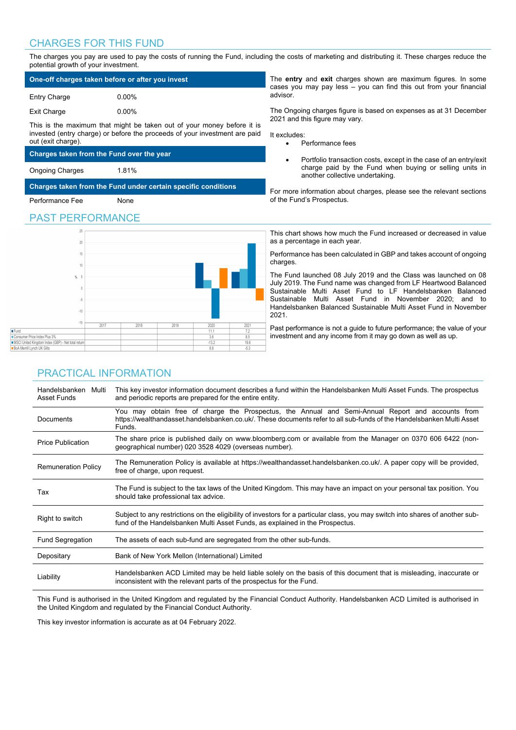## CHARGES FOR THIS FUND

The charges you pay are used to pay the costs of running the Fund, including the costs of marketing and distributing it. These charges reduce the potential growth of your investment.

| One-off charges taken before or after you invest | |
|---|---|
| Entry Charge | 0.00% |
| Exit Charge | 0.00% |

This is the maximum that might be taken out of your money before it is invested (entry charge) or before the proceeds of your investment are paid out (exit charge).

| Charges taken from the Fund over the year | |
|---|---|
| Ongoing Charges | 1.81% |

| Charges taken from the Fund under certain specific conditions | |
|---|---|
| Performance Fee | None |

The **entry** and **exit** charges shown are maximum figures. In some cases you may pay less – you can find this out from your financial advisor.

The Ongoing charges figure is based on expenses as at 31 December 2021 and this figure may vary.

It excludes:

- Performance fees
- Portfolio transaction costs, except in the case of an entry/exit charge paid by the Fund when buying or selling units in another collective undertaking.

For more information about charges, please see the relevant sections of the Fund's Prospectus.

## PAST PERFORMANCE

25
20
15
10
% 5
0
-5
-10
-15

2017 2018 2019 2020 2021

Fund: 11.1 7.2
Consumer Price Index Plus 3%: 3.6 8.5
MSCI United Kingdom Index (GBP) - Net total return: -13.2 19.6
BoA Merrill Lynch UK Gilts: 8.8 -5.3

This chart shows how much the Fund increased or decreased in value as a percentage in each year.

Performance has been calculated in GBP and takes account of ongoing charges.

The Fund launched 08 July 2019 and the Class was launched on 08 July 2019. The Fund name was changed from LF Heartwood Balanced Sustainable Multi Asset Fund to LF Handelsbanken Balanced Sustainable Multi Asset Fund in November 2020; and to Handelsbanken Balanced Sustainable Multi Asset Fund in November 2021.

Past performance is not a guide to future performance; the value of your investment and any income from it may go down as well as up.

## PRACTICAL INFORMATION

| | |
|---|---|
| Handelsbanken Multi Asset Funds | This key investor information document describes a fund within the Handelsbanken Multi Asset Funds. The prospectus and periodic reports are prepared for the entire entity. |
| Documents | You may obtain free of charge the Prospectus, the Annual and Semi-Annual Report and accounts from https://wealthandasset.handelsbanken.co.uk/. These documents refer to all sub-funds of the Handelsbanken Multi Asset Funds. |
| Price Publication | The share price is published daily on www.bloomberg.com or available from the Manager on 0370 606 6422 (non-geographical number) 020 3528 4029 (overseas number). |
| Remuneration Policy | The Remuneration Policy is available at https://wealthandasset.handelsbanken.co.uk/. A paper copy will be provided, free of charge, upon request. |
| Tax | The Fund is subject to the tax laws of the United Kingdom. This may have an impact on your personal tax position. You should take professional tax advice. |
| Right to switch | Subject to any restrictions on the eligibility of investors for a particular class, you may switch into shares of another sub-fund of the Handelsbanken Multi Asset Funds, as explained in the Prospectus. |
| Fund Segregation | The assets of each sub-fund are segregated from the other sub-funds. |
| Depositary | Bank of New York Mellon (International) Limited |
| Liability | Handelsbanken ACD Limited may be held liable solely on the basis of this document that is misleading, inaccurate or inconsistent with the relevant parts of the prospectus for the Fund. |

This Fund is authorised in the United Kingdom and regulated by the Financial Conduct Authority. Handelsbanken ACD Limited is authorised in the United Kingdom and regulated by the Financial Conduct Authority.

This key investor information is accurate as at 04 February 2022.